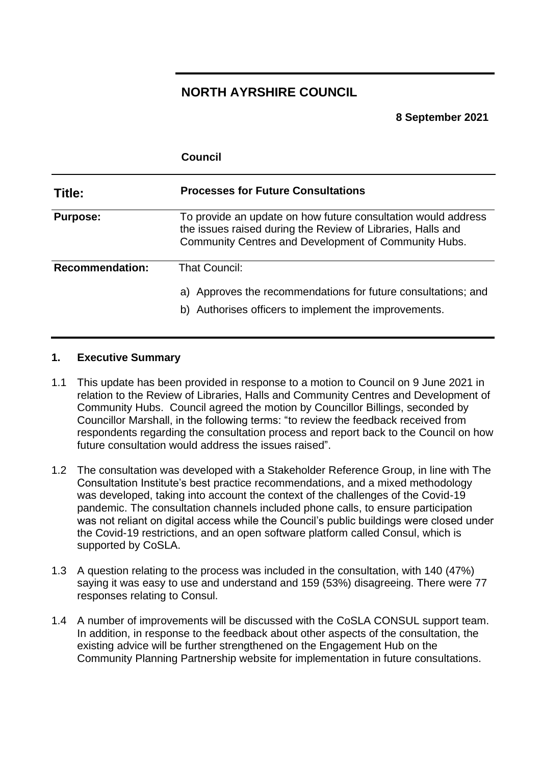# NORTH AYRSHIRE COUNCIL

**8 September 2021**

**Council**

| | |
|---|---|
| **Title:** | **Processes for Future Consultations** |
| **Purpose:** | To provide an update on how future consultation would address the issues raised during the Review of Libraries, Halls and Community Centres and Development of Community Hubs. |
| **Recommendation:** | That Council:<br><br>a) Approves the recommendations for future consultations; and<br><br>b) Authorises officers to implement the improvements. |

## 1. Executive Summary

1.1 This update has been provided in response to a motion to Council on 9 June 2021 in relation to the Review of Libraries, Halls and Community Centres and Development of Community Hubs. Council agreed the motion by Councillor Billings, seconded by Councillor Marshall, in the following terms: "to review the feedback received from respondents regarding the consultation process and report back to the Council on how future consultation would address the issues raised".

1.2 The consultation was developed with a Stakeholder Reference Group, in line with The Consultation Institute's best practice recommendations, and a mixed methodology was developed, taking into account the context of the challenges of the Covid-19 pandemic. The consultation channels included phone calls, to ensure participation was not reliant on digital access while the Council's public buildings were closed under the Covid-19 restrictions, and an open software platform called Consul, which is supported by CoSLA.

1.3 A question relating to the process was included in the consultation, with 140 (47%) saying it was easy to use and understand and 159 (53%) disagreeing. There were 77 responses relating to Consul.

1.4 A number of improvements will be discussed with the CoSLA CONSUL support team. In addition, in response to the feedback about other aspects of the consultation, the existing advice will be further strengthened on the Engagement Hub on the Community Planning Partnership website for implementation in future consultations.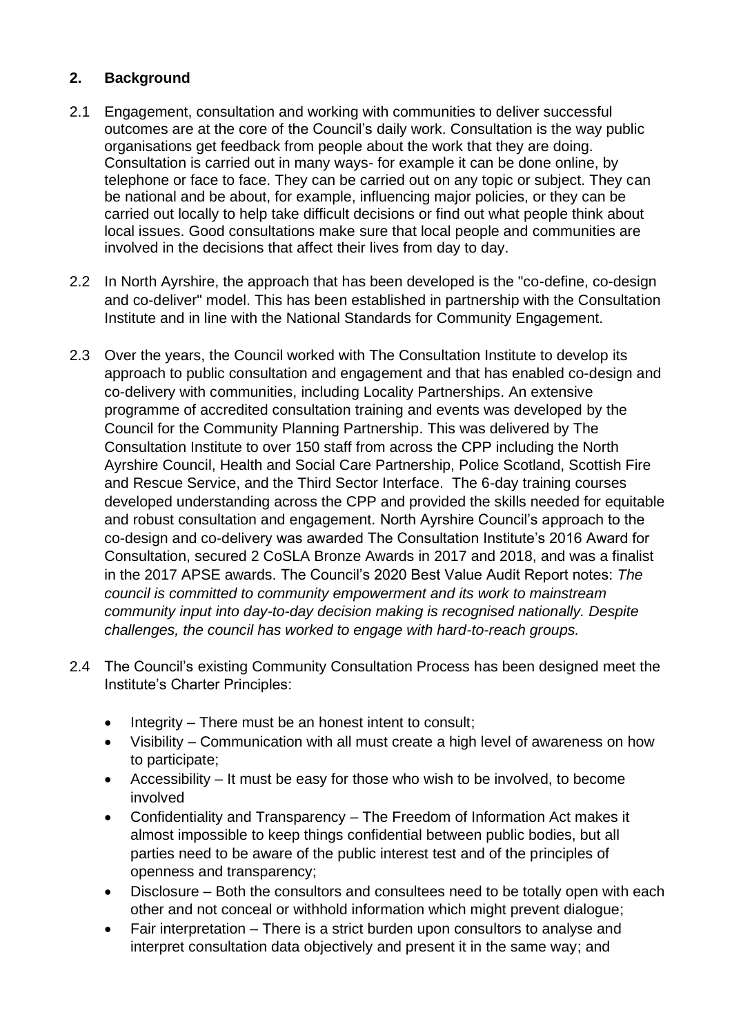## 2. Background

2.1 Engagement, consultation and working with communities to deliver successful outcomes are at the core of the Council's daily work. Consultation is the way public organisations get feedback from people about the work that they are doing. Consultation is carried out in many ways- for example it can be done online, by telephone or face to face. They can be carried out on any topic or subject. They can be national and be about, for example, influencing major policies, or they can be carried out locally to help take difficult decisions or find out what people think about local issues. Good consultations make sure that local people and communities are involved in the decisions that affect their lives from day to day.

2.2 In North Ayrshire, the approach that has been developed is the "co-define, co-design and co-deliver" model. This has been established in partnership with the Consultation Institute and in line with the National Standards for Community Engagement.

2.3 Over the years, the Council worked with The Consultation Institute to develop its approach to public consultation and engagement and that has enabled co-design and co-delivery with communities, including Locality Partnerships. An extensive programme of accredited consultation training and events was developed by the Council for the Community Planning Partnership. This was delivered by The Consultation Institute to over 150 staff from across the CPP including the North Ayrshire Council, Health and Social Care Partnership, Police Scotland, Scottish Fire and Rescue Service, and the Third Sector Interface. The 6-day training courses developed understanding across the CPP and provided the skills needed for equitable and robust consultation and engagement. North Ayrshire Council's approach to the co-design and co-delivery was awarded The Consultation Institute's 2016 Award for Consultation, secured 2 CoSLA Bronze Awards in 2017 and 2018, and was a finalist in the 2017 APSE awards. The Council's 2020 Best Value Audit Report notes: *The council is committed to community empowerment and its work to mainstream community input into day-to-day decision making is recognised nationally. Despite challenges, the council has worked to engage with hard-to-reach groups.*

2.4 The Council's existing Community Consultation Process has been designed meet the Institute's Charter Principles:

- Integrity – There must be an honest intent to consult;
- Visibility – Communication with all must create a high level of awareness on how to participate;
- Accessibility – It must be easy for those who wish to be involved, to become involved
- Confidentiality and Transparency – The Freedom of Information Act makes it almost impossible to keep things confidential between public bodies, but all parties need to be aware of the public interest test and of the principles of openness and transparency;
- Disclosure – Both the consultors and consultees need to be totally open with each other and not conceal or withhold information which might prevent dialogue;
- Fair interpretation – There is a strict burden upon consultors to analyse and interpret consultation data objectively and present it in the same way; and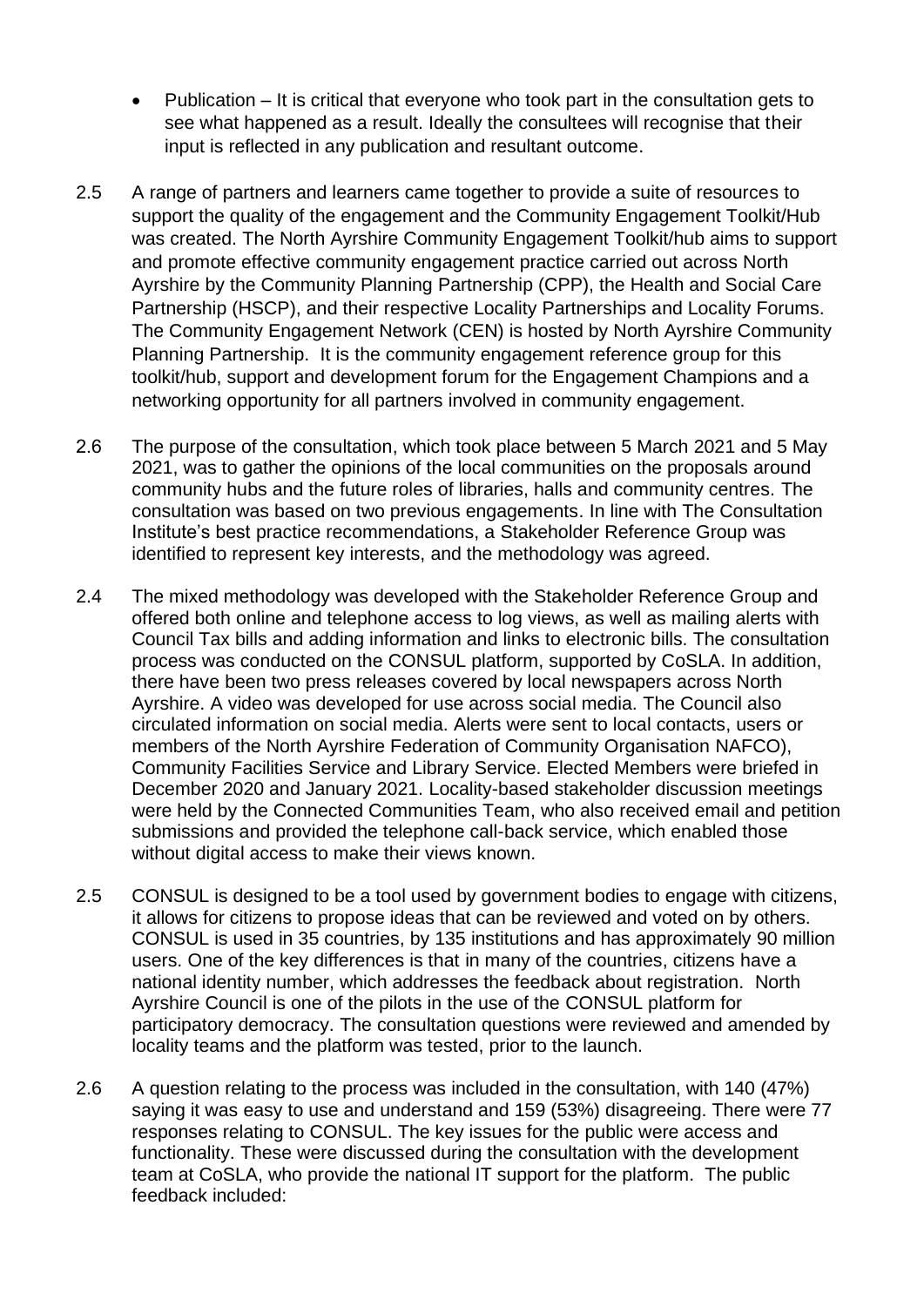- Publication – It is critical that everyone who took part in the consultation gets to see what happened as a result. Ideally the consultees will recognise that their input is reflected in any publication and resultant outcome.

2.5 A range of partners and learners came together to provide a suite of resources to support the quality of the engagement and the Community Engagement Toolkit/Hub was created. The North Ayrshire Community Engagement Toolkit/hub aims to support and promote effective community engagement practice carried out across North Ayrshire by the Community Planning Partnership (CPP), the Health and Social Care Partnership (HSCP), and their respective Locality Partnerships and Locality Forums. The Community Engagement Network (CEN) is hosted by North Ayrshire Community Planning Partnership. It is the community engagement reference group for this toolkit/hub, support and development forum for the Engagement Champions and a networking opportunity for all partners involved in community engagement.

2.6 The purpose of the consultation, which took place between 5 March 2021 and 5 May 2021, was to gather the opinions of the local communities on the proposals around community hubs and the future roles of libraries, halls and community centres. The consultation was based on two previous engagements. In line with The Consultation Institute's best practice recommendations, a Stakeholder Reference Group was identified to represent key interests, and the methodology was agreed.

2.4 The mixed methodology was developed with the Stakeholder Reference Group and offered both online and telephone access to log views, as well as mailing alerts with Council Tax bills and adding information and links to electronic bills. The consultation process was conducted on the CONSUL platform, supported by CoSLA. In addition, there have been two press releases covered by local newspapers across North Ayrshire. A video was developed for use across social media. The Council also circulated information on social media. Alerts were sent to local contacts, users or members of the North Ayrshire Federation of Community Organisation NAFCO), Community Facilities Service and Library Service. Elected Members were briefed in December 2020 and January 2021. Locality-based stakeholder discussion meetings were held by the Connected Communities Team, who also received email and petition submissions and provided the telephone call-back service, which enabled those without digital access to make their views known.

2.5 CONSUL is designed to be a tool used by government bodies to engage with citizens, it allows for citizens to propose ideas that can be reviewed and voted on by others. CONSUL is used in 35 countries, by 135 institutions and has approximately 90 million users. One of the key differences is that in many of the countries, citizens have a national identity number, which addresses the feedback about registration. North Ayrshire Council is one of the pilots in the use of the CONSUL platform for participatory democracy. The consultation questions were reviewed and amended by locality teams and the platform was tested, prior to the launch.

2.6 A question relating to the process was included in the consultation, with 140 (47%) saying it was easy to use and understand and 159 (53%) disagreeing. There were 77 responses relating to CONSUL. The key issues for the public were access and functionality. These were discussed during the consultation with the development team at CoSLA, who provide the national IT support for the platform. The public feedback included: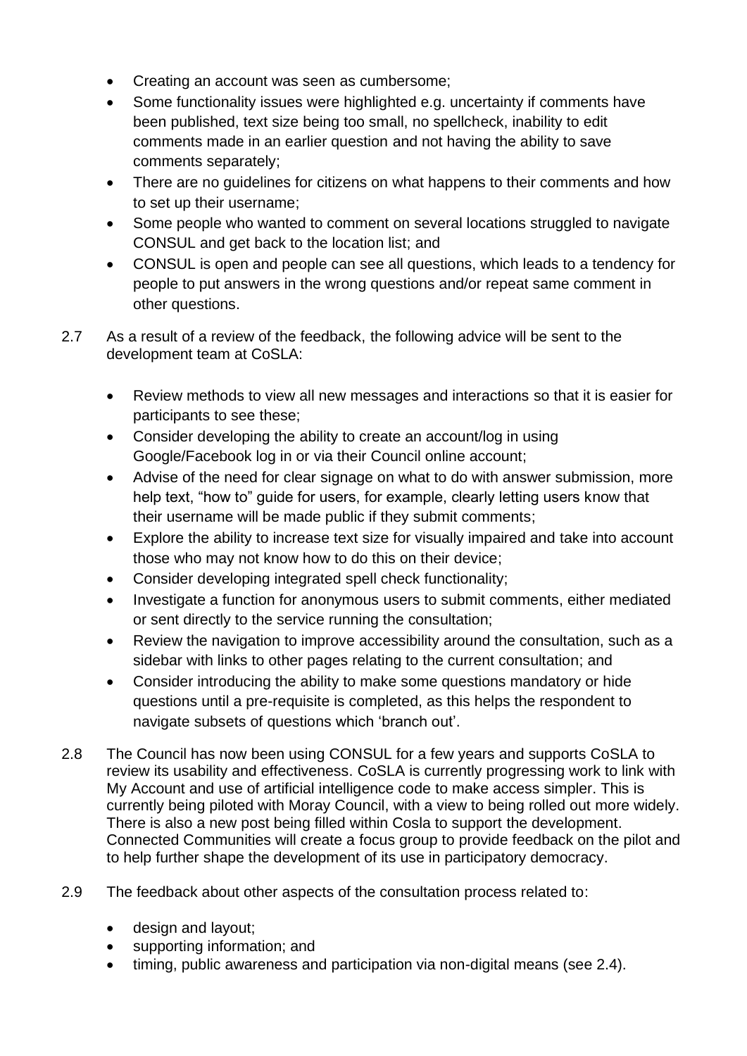- Creating an account was seen as cumbersome;
- Some functionality issues were highlighted e.g. uncertainty if comments have been published, text size being too small, no spellcheck, inability to edit comments made in an earlier question and not having the ability to save comments separately;
- There are no guidelines for citizens on what happens to their comments and how to set up their username;
- Some people who wanted to comment on several locations struggled to navigate CONSUL and get back to the location list; and
- CONSUL is open and people can see all questions, which leads to a tendency for people to put answers in the wrong questions and/or repeat same comment in other questions.

2.7 As a result of a review of the feedback, the following advice will be sent to the development team at CoSLA:

- Review methods to view all new messages and interactions so that it is easier for participants to see these;
- Consider developing the ability to create an account/log in using Google/Facebook log in or via their Council online account;
- Advise of the need for clear signage on what to do with answer submission, more help text, "how to" guide for users, for example, clearly letting users know that their username will be made public if they submit comments;
- Explore the ability to increase text size for visually impaired and take into account those who may not know how to do this on their device;
- Consider developing integrated spell check functionality;
- Investigate a function for anonymous users to submit comments, either mediated or sent directly to the service running the consultation;
- Review the navigation to improve accessibility around the consultation, such as a sidebar with links to other pages relating to the current consultation; and
- Consider introducing the ability to make some questions mandatory or hide questions until a pre-requisite is completed, as this helps the respondent to navigate subsets of questions which 'branch out'.

2.8 The Council has now been using CONSUL for a few years and supports CoSLA to review its usability and effectiveness. CoSLA is currently progressing work to link with My Account and use of artificial intelligence code to make access simpler. This is currently being piloted with Moray Council, with a view to being rolled out more widely. There is also a new post being filled within Cosla to support the development. Connected Communities will create a focus group to provide feedback on the pilot and to help further shape the development of its use in participatory democracy.

2.9 The feedback about other aspects of the consultation process related to:

- design and layout;
- supporting information; and
- timing, public awareness and participation via non-digital means (see 2.4).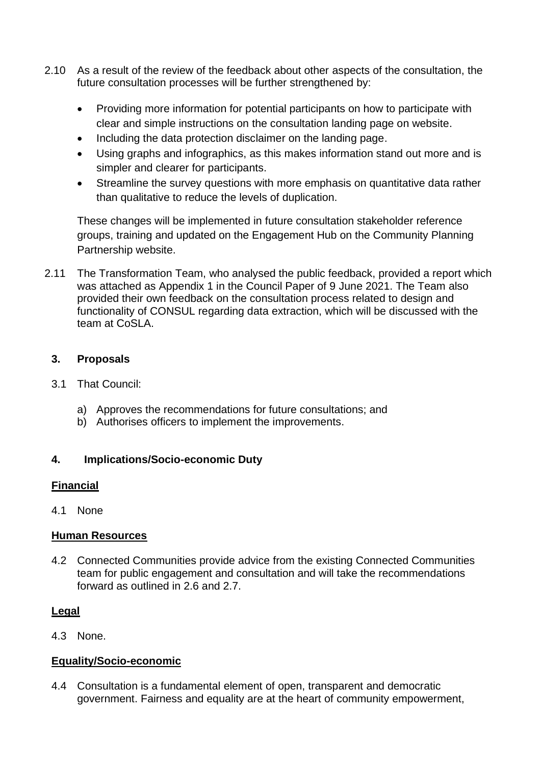2.10 As a result of the review of the feedback about other aspects of the consultation, the future consultation processes will be further strengthened by:

- Providing more information for potential participants on how to participate with clear and simple instructions on the consultation landing page on website.
- Including the data protection disclaimer on the landing page.
- Using graphs and infographics, as this makes information stand out more and is simpler and clearer for participants.
- Streamline the survey questions with more emphasis on quantitative data rather than qualitative to reduce the levels of duplication.

These changes will be implemented in future consultation stakeholder reference groups, training and updated on the Engagement Hub on the Community Planning Partnership website.

2.11 The Transformation Team, who analysed the public feedback, provided a report which was attached as Appendix 1 in the Council Paper of 9 June 2021. The Team also provided their own feedback on the consultation process related to design and functionality of CONSUL regarding data extraction, which will be discussed with the team at CoSLA.

## 3. Proposals

3.1 That Council:

a) Approves the recommendations for future consultations; and
b) Authorises officers to implement the improvements.

## 4. Implications/Socio-economic Duty

**Financial**

4.1 None

**Human Resources**

4.2 Connected Communities provide advice from the existing Connected Communities team for public engagement and consultation and will take the recommendations forward as outlined in 2.6 and 2.7.

**Legal**

4.3 None.

**Equality/Socio-economic**

4.4 Consultation is a fundamental element of open, transparent and democratic government. Fairness and equality are at the heart of community empowerment,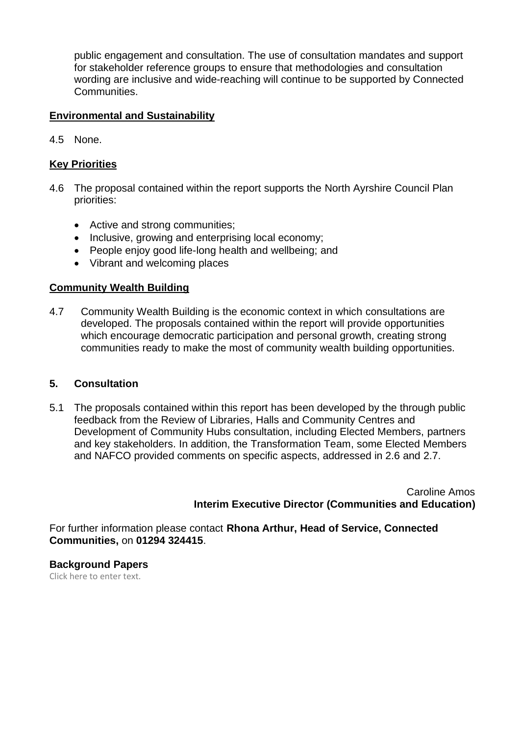public engagement and consultation. The use of consultation mandates and support for stakeholder reference groups to ensure that methodologies and consultation wording are inclusive and wide-reaching will continue to be supported by Connected Communities.

**Environmental and Sustainability**

4.5 None.

**Key Priorities**

4.6 The proposal contained within the report supports the North Ayrshire Council Plan priorities:

- Active and strong communities;
- Inclusive, growing and enterprising local economy;
- People enjoy good life-long health and wellbeing; and
- Vibrant and welcoming places

**Community Wealth Building**

4.7 Community Wealth Building is the economic context in which consultations are developed. The proposals contained within the report will provide opportunities which encourage democratic participation and personal growth, creating strong communities ready to make the most of community wealth building opportunities.

## 5. Consultation

5.1 The proposals contained within this report has been developed by the through public feedback from the Review of Libraries, Halls and Community Centres and Development of Community Hubs consultation, including Elected Members, partners and key stakeholders. In addition, the Transformation Team, some Elected Members and NAFCO provided comments on specific aspects, addressed in 2.6 and 2.7.

Caroline Amos
**Interim Executive Director (Communities and Education)**

For further information please contact **Rhona Arthur, Head of Service, Connected Communities,** on **01294 324415**.

**Background Papers**

Click here to enter text.